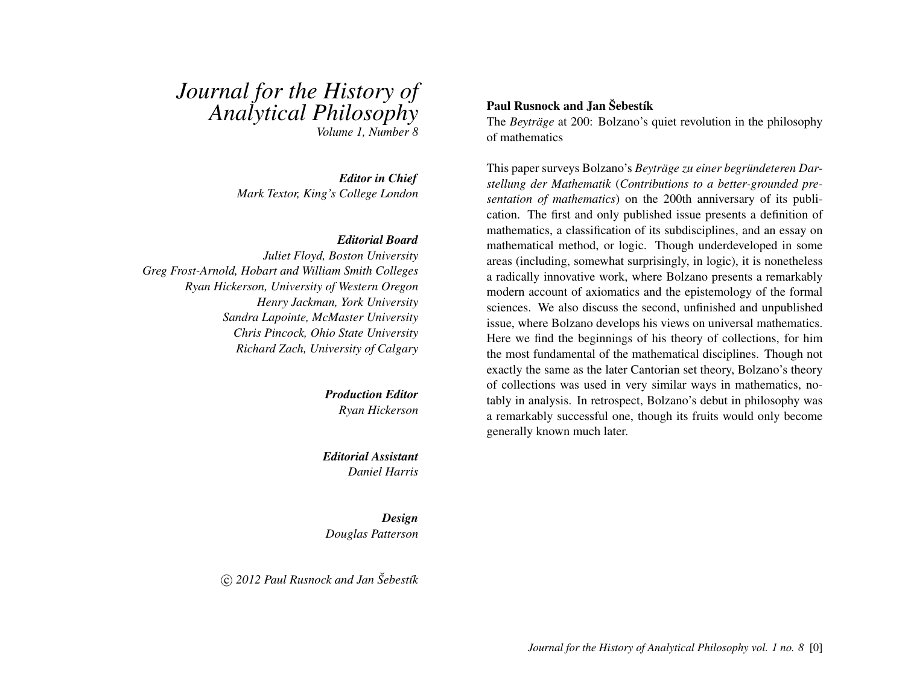# Journal for the History of Analytical Philosophy

*Volume 1, Number 8*

***Editor in Chief***
*Mark Textor, King's College London*

***Editorial Board***
*Juliet Floyd, Boston University*
*Greg Frost-Arnold, Hobart and William Smith Colleges*
*Ryan Hickerson, University of Western Oregon*
*Henry Jackman, York University*
*Sandra Lapointe, McMaster University*
*Chris Pincock, Ohio State University*
*Richard Zach, University of Calgary*

***Production Editor***
*Ryan Hickerson*

***Editorial Assistant***
*Daniel Harris*

***Design***
*Douglas Patterson*

*© 2012 Paul Rusnock and Jan Šebestík*

**Paul Rusnock and Jan Šebestík**

The *Beyträge* at 200: Bolzano's quiet revolution in the philosophy of mathematics

This paper surveys Bolzano's *Beyträge zu einer begründeteren Darstellung der Mathematik* (*Contributions to a better-grounded presentation of mathematics*) on the 200th anniversary of its publication. The first and only published issue presents a definition of mathematics, a classification of its subdisciplines, and an essay on mathematical method, or logic. Though underdeveloped in some areas (including, somewhat surprisingly, in logic), it is nonetheless a radically innovative work, where Bolzano presents a remarkably modern account of axiomatics and the epistemology of the formal sciences. We also discuss the second, unfinished and unpublished issue, where Bolzano develops his views on universal mathematics. Here we find the beginnings of his theory of collections, for him the most fundamental of the mathematical disciplines. Though not exactly the same as the later Cantorian set theory, Bolzano's theory of collections was used in very similar ways in mathematics, notably in analysis. In retrospect, Bolzano's debut in philosophy was a remarkably successful one, though its fruits would only become generally known much later.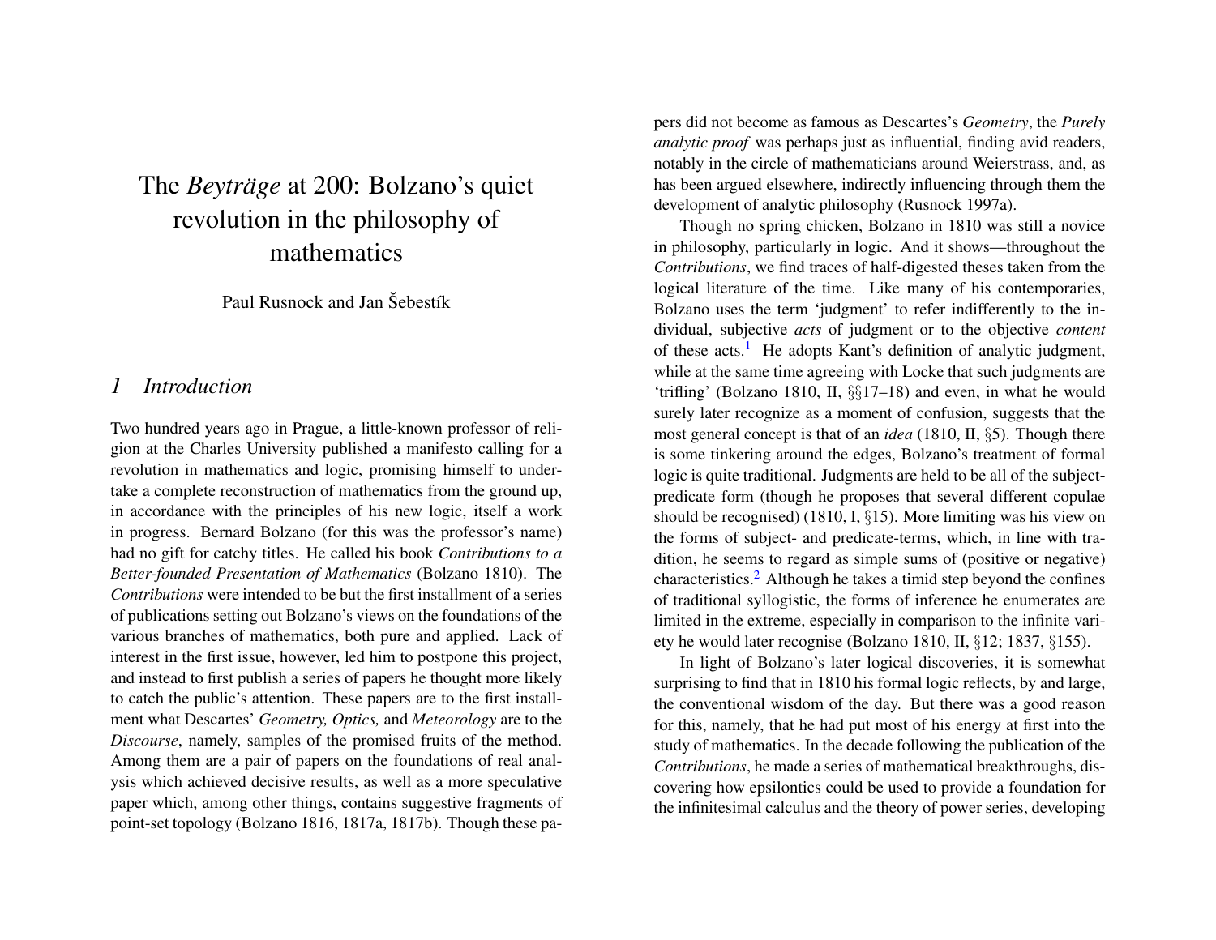# The *Beyträge* at 200: Bolzano's quiet revolution in the philosophy of mathematics

Paul Rusnock and Jan Šebestík

## 1 Introduction

Two hundred years ago in Prague, a little-known professor of religion at the Charles University published a manifesto calling for a revolution in mathematics and logic, promising himself to undertake a complete reconstruction of mathematics from the ground up, in accordance with the principles of his new logic, itself a work in progress. Bernard Bolzano (for this was the professor's name) had no gift for catchy titles. He called his book *Contributions to a Better-founded Presentation of Mathematics* (Bolzano 1810). The *Contributions* were intended to be but the first installment of a series of publications setting out Bolzano's views on the foundations of the various branches of mathematics, both pure and applied. Lack of interest in the first issue, however, led him to postpone this project, and instead to first publish a series of papers he thought more likely to catch the public's attention. These papers are to the first installment what Descartes' *Geometry, Optics,* and *Meteorology* are to the *Discourse*, namely, samples of the promised fruits of the method. Among them are a pair of papers on the foundations of real analysis which achieved decisive results, as well as a more speculative paper which, among other things, contains suggestive fragments of point-set topology (Bolzano 1816, 1817a, 1817b). Though these papers did not become as famous as Descartes's *Geometry*, the *Purely analytic proof* was perhaps just as influential, finding avid readers, notably in the circle of mathematicians around Weierstrass, and, as has been argued elsewhere, indirectly influencing through them the development of analytic philosophy (Rusnock 1997a).

Though no spring chicken, Bolzano in 1810 was still a novice in philosophy, particularly in logic. And it shows—throughout the *Contributions*, we find traces of half-digested theses taken from the logical literature of the time. Like many of his contemporaries, Bolzano uses the term 'judgment' to refer indifferently to the individual, subjective *acts* of judgment or to the objective *content* of these acts.[1] He adopts Kant's definition of analytic judgment, while at the same time agreeing with Locke that such judgments are 'trifling' (Bolzano 1810, II, §§17–18) and even, in what he would surely later recognize as a moment of confusion, suggests that the most general concept is that of an *idea* (1810, II, §5). Though there is some tinkering around the edges, Bolzano's treatment of formal logic is quite traditional. Judgments are held to be all of the subject-predicate form (though he proposes that several different copulae should be recognised) (1810, I, §15). More limiting was his view on the forms of subject- and predicate-terms, which, in line with tradition, he seems to regard as simple sums of (positive or negative) characteristics.[2] Although he takes a timid step beyond the confines of traditional syllogistic, the forms of inference he enumerates are limited in the extreme, especially in comparison to the infinite variety he would later recognise (Bolzano 1810, II, §12; 1837, §155).

In light of Bolzano's later logical discoveries, it is somewhat surprising to find that in 1810 his formal logic reflects, by and large, the conventional wisdom of the day. But there was a good reason for this, namely, that he had put most of his energy at first into the study of mathematics. In the decade following the publication of the *Contributions*, he made a series of mathematical breakthroughs, discovering how epsilontics could be used to provide a foundation for the infinitesimal calculus and the theory of power series, developing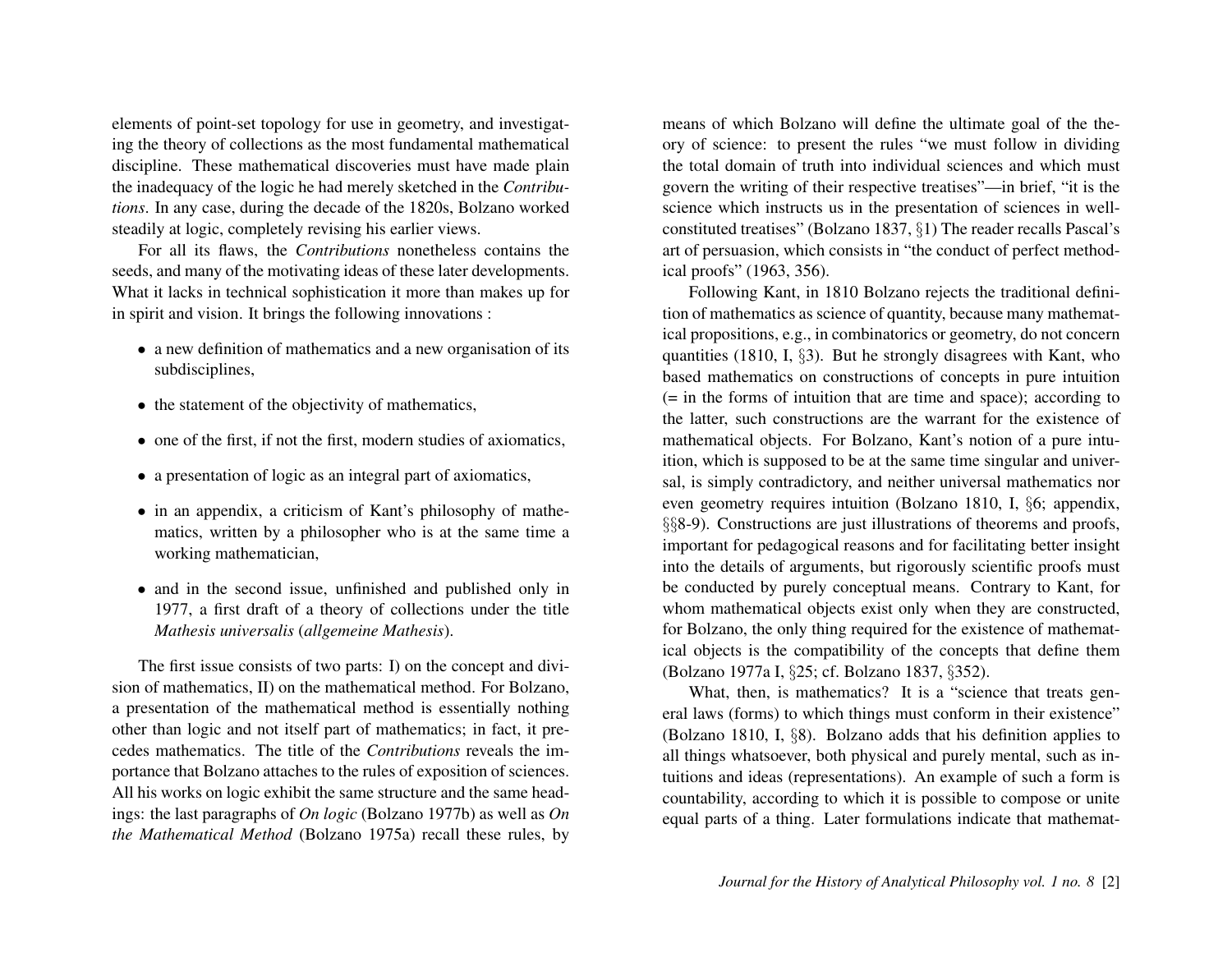elements of point-set topology for use in geometry, and investigating the theory of collections as the most fundamental mathematical discipline. These mathematical discoveries must have made plain the inadequacy of the logic he had merely sketched in the *Contributions*. In any case, during the decade of the 1820s, Bolzano worked steadily at logic, completely revising his earlier views.

For all its flaws, the *Contributions* nonetheless contains the seeds, and many of the motivating ideas of these later developments. What it lacks in technical sophistication it more than makes up for in spirit and vision. It brings the following innovations :

- a new definition of mathematics and a new organisation of its subdisciplines,
- the statement of the objectivity of mathematics,
- one of the first, if not the first, modern studies of axiomatics,
- a presentation of logic as an integral part of axiomatics,
- in an appendix, a criticism of Kant's philosophy of mathematics, written by a philosopher who is at the same time a working mathematician,
- and in the second issue, unfinished and published only in 1977, a first draft of a theory of collections under the title *Mathesis universalis* (*allgemeine Mathesis*).

The first issue consists of two parts: I) on the concept and division of mathematics, II) on the mathematical method. For Bolzano, a presentation of the mathematical method is essentially nothing other than logic and not itself part of mathematics; in fact, it precedes mathematics. The title of the *Contributions* reveals the importance that Bolzano attaches to the rules of exposition of sciences. All his works on logic exhibit the same structure and the same headings: the last paragraphs of *On logic* (Bolzano 1977b) as well as *On the Mathematical Method* (Bolzano 1975a) recall these rules, by means of which Bolzano will define the ultimate goal of the theory of science: to present the rules "we must follow in dividing the total domain of truth into individual sciences and which must govern the writing of their respective treatises"—in brief, "it is the science which instructs us in the presentation of sciences in well-constituted treatises" (Bolzano 1837, §1) The reader recalls Pascal's art of persuasion, which consists in "the conduct of perfect methodical proofs" (1963, 356).

Following Kant, in 1810 Bolzano rejects the traditional definition of mathematics as science of quantity, because many mathematical propositions, e.g., in combinatorics or geometry, do not concern quantities (1810, I, §3). But he strongly disagrees with Kant, who based mathematics on constructions of concepts in pure intuition (= in the forms of intuition that are time and space); according to the latter, such constructions are the warrant for the existence of mathematical objects. For Bolzano, Kant's notion of a pure intuition, which is supposed to be at the same time singular and universal, is simply contradictory, and neither universal mathematics nor even geometry requires intuition (Bolzano 1810, I, §6; appendix, §§8-9). Constructions are just illustrations of theorems and proofs, important for pedagogical reasons and for facilitating better insight into the details of arguments, but rigorously scientific proofs must be conducted by purely conceptual means. Contrary to Kant, for whom mathematical objects exist only when they are constructed, for Bolzano, the only thing required for the existence of mathematical objects is the compatibility of the concepts that define them (Bolzano 1977a I, §25; cf. Bolzano 1837, §352).

What, then, is mathematics? It is a "science that treats general laws (forms) to which things must conform in their existence" (Bolzano 1810, I, §8). Bolzano adds that his definition applies to all things whatsoever, both physical and purely mental, such as intuitions and ideas (representations). An example of such a form is countability, according to which it is possible to compose or unite equal parts of a thing. Later formulations indicate that mathemat-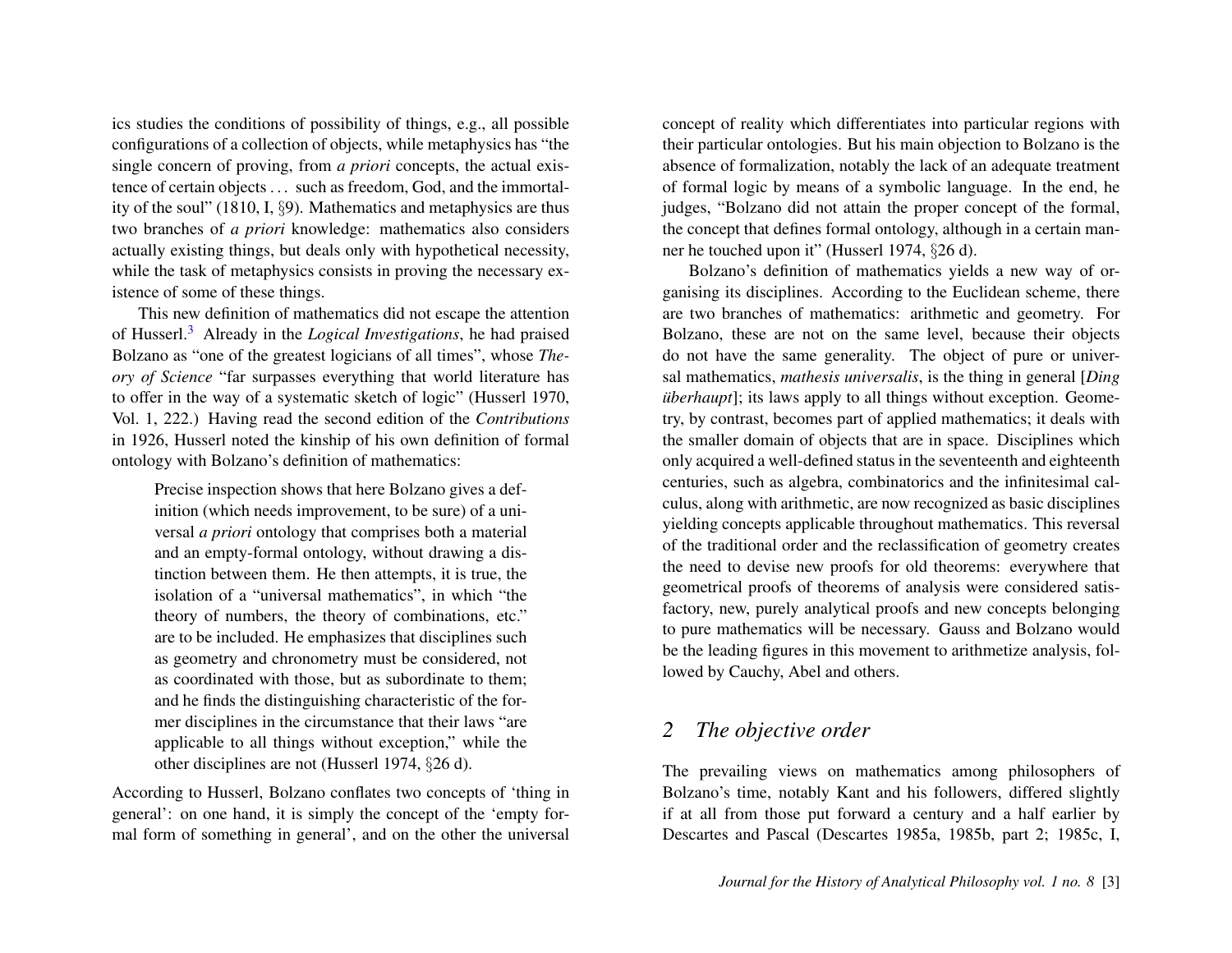ics studies the conditions of possibility of things, e.g., all possible configurations of a collection of objects, while metaphysics has "the single concern of proving, from *a priori* concepts, the actual existence of certain objects . . . such as freedom, God, and the immortality of the soul" (1810, I, §9). Mathematics and metaphysics are thus two branches of *a priori* knowledge: mathematics also considers actually existing things, but deals only with hypothetical necessity, while the task of metaphysics consists in proving the necessary existence of some of these things.

This new definition of mathematics did not escape the attention of Husserl.[3] Already in the *Logical Investigations*, he had praised Bolzano as "one of the greatest logicians of all times", whose *Theory of Science* "far surpasses everything that world literature has to offer in the way of a systematic sketch of logic" (Husserl 1970, Vol. 1, 222.) Having read the second edition of the *Contributions* in 1926, Husserl noted the kinship of his own definition of formal ontology with Bolzano's definition of mathematics:

> Precise inspection shows that here Bolzano gives a definition (which needs improvement, to be sure) of a universal *a priori* ontology that comprises both a material and an empty-formal ontology, without drawing a distinction between them. He then attempts, it is true, the isolation of a "universal mathematics", in which "the theory of numbers, the theory of combinations, etc." are to be included. He emphasizes that disciplines such as geometry and chronometry must be considered, not as coordinated with those, but as subordinate to them; and he finds the distinguishing characteristic of the former disciplines in the circumstance that their laws "are applicable to all things without exception," while the other disciplines are not (Husserl 1974, §26 d).

According to Husserl, Bolzano conflates two concepts of 'thing in general': on one hand, it is simply the concept of the 'empty formal form of something in general', and on the other the universal concept of reality which differentiates into particular regions with their particular ontologies. But his main objection to Bolzano is the absence of formalization, notably the lack of an adequate treatment of formal logic by means of a symbolic language. In the end, he judges, "Bolzano did not attain the proper concept of the formal, the concept that defines formal ontology, although in a certain manner he touched upon it" (Husserl 1974, §26 d).

Bolzano's definition of mathematics yields a new way of organising its disciplines. According to the Euclidean scheme, there are two branches of mathematics: arithmetic and geometry. For Bolzano, these are not on the same level, because their objects do not have the same generality. The object of pure or universal mathematics, *mathesis universalis*, is the thing in general [*Ding überhaupt*]; its laws apply to all things without exception. Geometry, by contrast, becomes part of applied mathematics; it deals with the smaller domain of objects that are in space. Disciplines which only acquired a well-defined status in the seventeenth and eighteenth centuries, such as algebra, combinatorics and the infinitesimal calculus, along with arithmetic, are now recognized as basic disciplines yielding concepts applicable throughout mathematics. This reversal of the traditional order and the reclassification of geometry creates the need to devise new proofs for old theorems: everywhere that geometrical proofs of theorems of analysis were considered satisfactory, new, purely analytical proofs and new concepts belonging to pure mathematics will be necessary. Gauss and Bolzano would be the leading figures in this movement to arithmetize analysis, followed by Cauchy, Abel and others.

## 2 The objective order

The prevailing views on mathematics among philosophers of Bolzano's time, notably Kant and his followers, differed slightly if at all from those put forward a century and a half earlier by Descartes and Pascal (Descartes 1985a, 1985b, part 2; 1985c, I,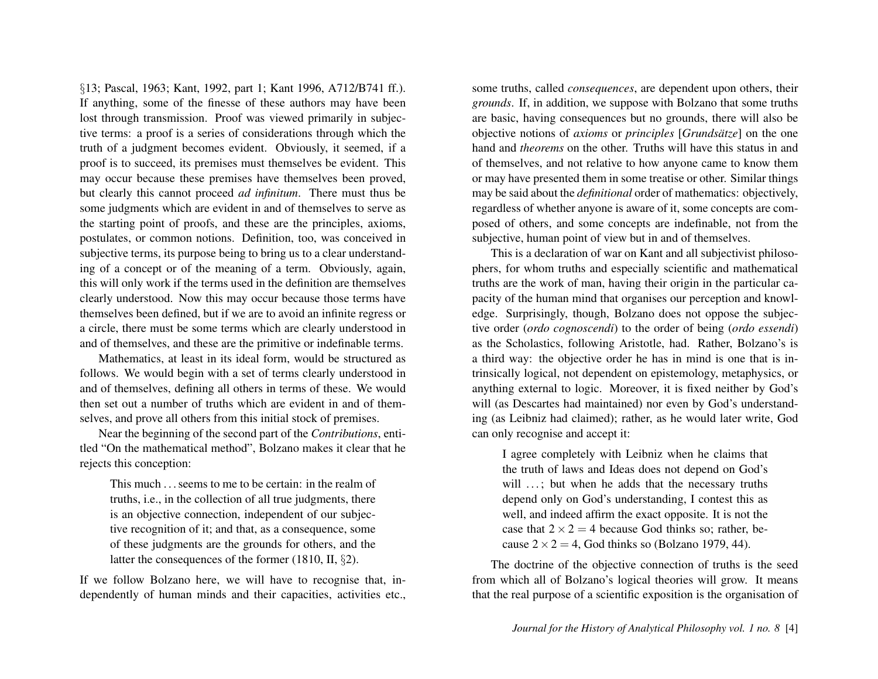§13; Pascal, 1963; Kant, 1992, part 1; Kant 1996, A712/B741 ff.). If anything, some of the finesse of these authors may have been lost through transmission. Proof was viewed primarily in subjective terms: a proof is a series of considerations through which the truth of a judgment becomes evident. Obviously, it seemed, if a proof is to succeed, its premises must themselves be evident. This may occur because these premises have themselves been proved, but clearly this cannot proceed *ad infinitum*. There must thus be some judgments which are evident in and of themselves to serve as the starting point of proofs, and these are the principles, axioms, postulates, or common notions. Definition, too, was conceived in subjective terms, its purpose being to bring us to a clear understanding of a concept or of the meaning of a term. Obviously, again, this will only work if the terms used in the definition are themselves clearly understood. Now this may occur because those terms have themselves been defined, but if we are to avoid an infinite regress or a circle, there must be some terms which are clearly understood in and of themselves, and these are the primitive or indefinable terms.

Mathematics, at least in its ideal form, would be structured as follows. We would begin with a set of terms clearly understood in and of themselves, defining all others in terms of these. We would then set out a number of truths which are evident in and of themselves, and prove all others from this initial stock of premises.

Near the beginning of the second part of the *Contributions*, entitled "On the mathematical method", Bolzano makes it clear that he rejects this conception:

> This much . . . seems to me to be certain: in the realm of truths, i.e., in the collection of all true judgments, there is an objective connection, independent of our subjective recognition of it; and that, as a consequence, some of these judgments are the grounds for others, and the latter the consequences of the former (1810, II, §2).

If we follow Bolzano here, we will have to recognise that, independently of human minds and their capacities, activities etc., some truths, called *consequences*, are dependent upon others, their *grounds*. If, in addition, we suppose with Bolzano that some truths are basic, having consequences but no grounds, there will also be objective notions of *axioms* or *principles* [*Grundsätze*] on the one hand and *theorems* on the other. Truths will have this status in and of themselves, and not relative to how anyone came to know them or may have presented them in some treatise or other. Similar things may be said about the *definitional* order of mathematics: objectively, regardless of whether anyone is aware of it, some concepts are composed of others, and some concepts are indefinable, not from the subjective, human point of view but in and of themselves.

This is a declaration of war on Kant and all subjectivist philosophers, for whom truths and especially scientific and mathematical truths are the work of man, having their origin in the particular capacity of the human mind that organises our perception and knowledge. Surprisingly, though, Bolzano does not oppose the subjective order (*ordo cognoscendi*) to the order of being (*ordo essendi*) as the Scholastics, following Aristotle, had. Rather, Bolzano's is a third way: the objective order he has in mind is one that is intrinsically logical, not dependent on epistemology, metaphysics, or anything external to logic. Moreover, it is fixed neither by God's will (as Descartes had maintained) nor even by God's understanding (as Leibniz had claimed); rather, as he would later write, God can only recognise and accept it:

> I agree completely with Leibniz when he claims that the truth of laws and Ideas does not depend on God's will . . . ; but when he adds that the necessary truths depend only on God's understanding, I contest this as well, and indeed affirm the exact opposite. It is not the case that $2 \times 2 = 4$ because God thinks so; rather, because $2 \times 2 = 4$, God thinks so (Bolzano 1979, 44).

The doctrine of the objective connection of truths is the seed from which all of Bolzano's logical theories will grow. It means that the real purpose of a scientific exposition is the organisation of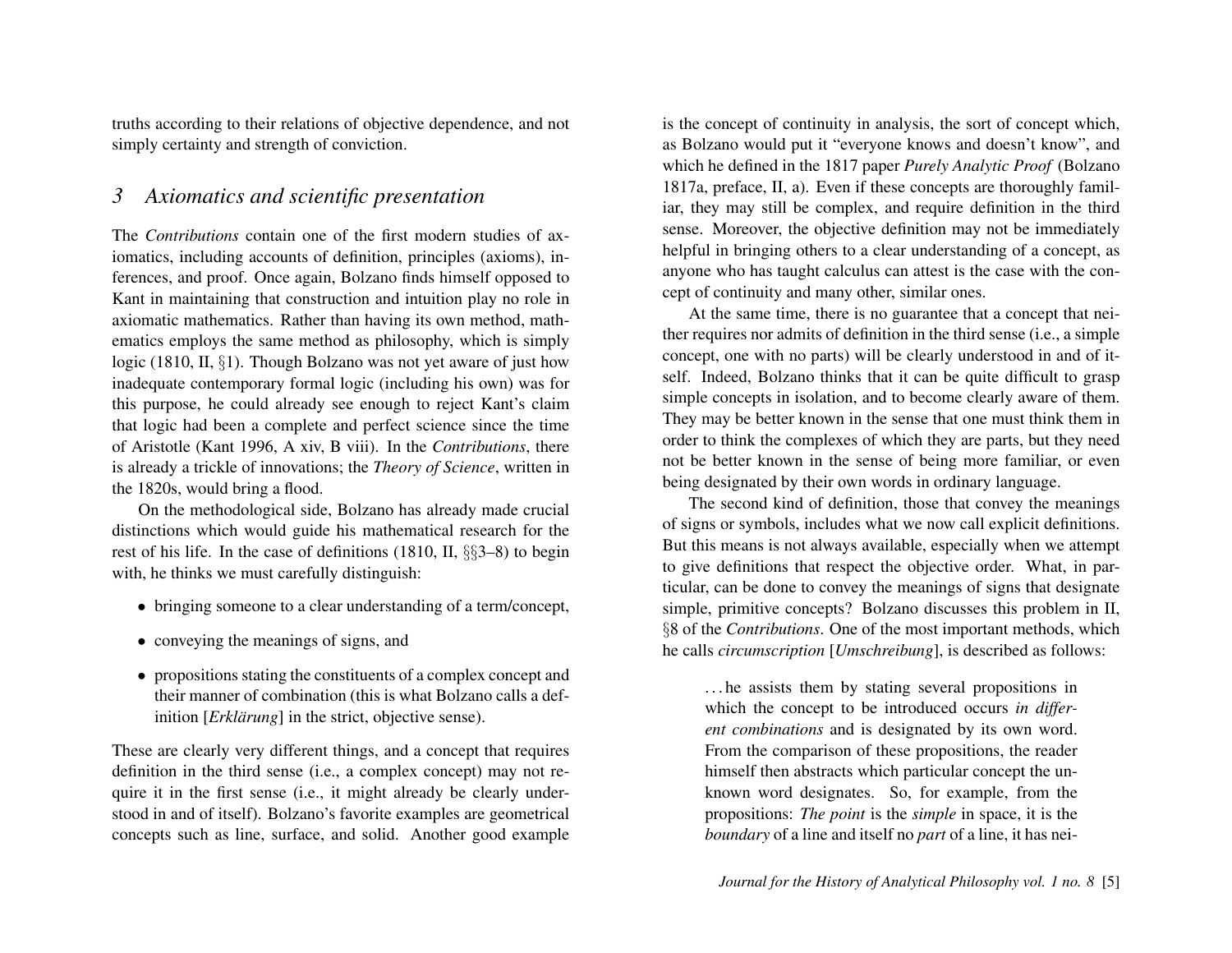truths according to their relations of objective dependence, and not simply certainty and strength of conviction.

## 3 Axiomatics and scientific presentation

The *Contributions* contain one of the first modern studies of axiomatics, including accounts of definition, principles (axioms), inferences, and proof. Once again, Bolzano finds himself opposed to Kant in maintaining that construction and intuition play no role in axiomatic mathematics. Rather than having its own method, mathematics employs the same method as philosophy, which is simply logic (1810, II, §1). Though Bolzano was not yet aware of just how inadequate contemporary formal logic (including his own) was for this purpose, he could already see enough to reject Kant's claim that logic had been a complete and perfect science since the time of Aristotle (Kant 1996, A xiv, B viii). In the *Contributions*, there is already a trickle of innovations; the *Theory of Science*, written in the 1820s, would bring a flood.

On the methodological side, Bolzano has already made crucial distinctions which would guide his mathematical research for the rest of his life. In the case of definitions (1810, II, §§3–8) to begin with, he thinks we must carefully distinguish:

- bringing someone to a clear understanding of a term/concept,
- conveying the meanings of signs, and
- propositions stating the constituents of a complex concept and their manner of combination (this is what Bolzano calls a definition [*Erklärung*] in the strict, objective sense).

These are clearly very different things, and a concept that requires definition in the third sense (i.e., a complex concept) may not require it in the first sense (i.e., it might already be clearly understood in and of itself). Bolzano's favorite examples are geometrical concepts such as line, surface, and solid. Another good example is the concept of continuity in analysis, the sort of concept which, as Bolzano would put it "everyone knows and doesn't know", and which he defined in the 1817 paper *Purely Analytic Proof* (Bolzano 1817a, preface, II, a). Even if these concepts are thoroughly familiar, they may still be complex, and require definition in the third sense. Moreover, the objective definition may not be immediately helpful in bringing others to a clear understanding of a concept, as anyone who has taught calculus can attest is the case with the concept of continuity and many other, similar ones.

At the same time, there is no guarantee that a concept that neither requires nor admits of definition in the third sense (i.e., a simple concept, one with no parts) will be clearly understood in and of itself. Indeed, Bolzano thinks that it can be quite difficult to grasp simple concepts in isolation, and to become clearly aware of them. They may be better known in the sense that one must think them in order to think the complexes of which they are parts, but they need not be better known in the sense of being more familiar, or even being designated by their own words in ordinary language.

The second kind of definition, those that convey the meanings of signs or symbols, includes what we now call explicit definitions. But this means is not always available, especially when we attempt to give definitions that respect the objective order. What, in particular, can be done to convey the meanings of signs that designate simple, primitive concepts? Bolzano discusses this problem in II, §8 of the *Contributions*. One of the most important methods, which he calls *circumscription* [*Umschreibung*], is described as follows:

> ...he assists them by stating several propositions in which the concept to be introduced occurs *in different combinations* and is designated by its own word. From the comparison of these propositions, the reader himself then abstracts which particular concept the unknown word designates. So, for example, from the propositions: *The point* is the *simple* in space, it is the *boundary* of a line and itself no *part* of a line, it has nei-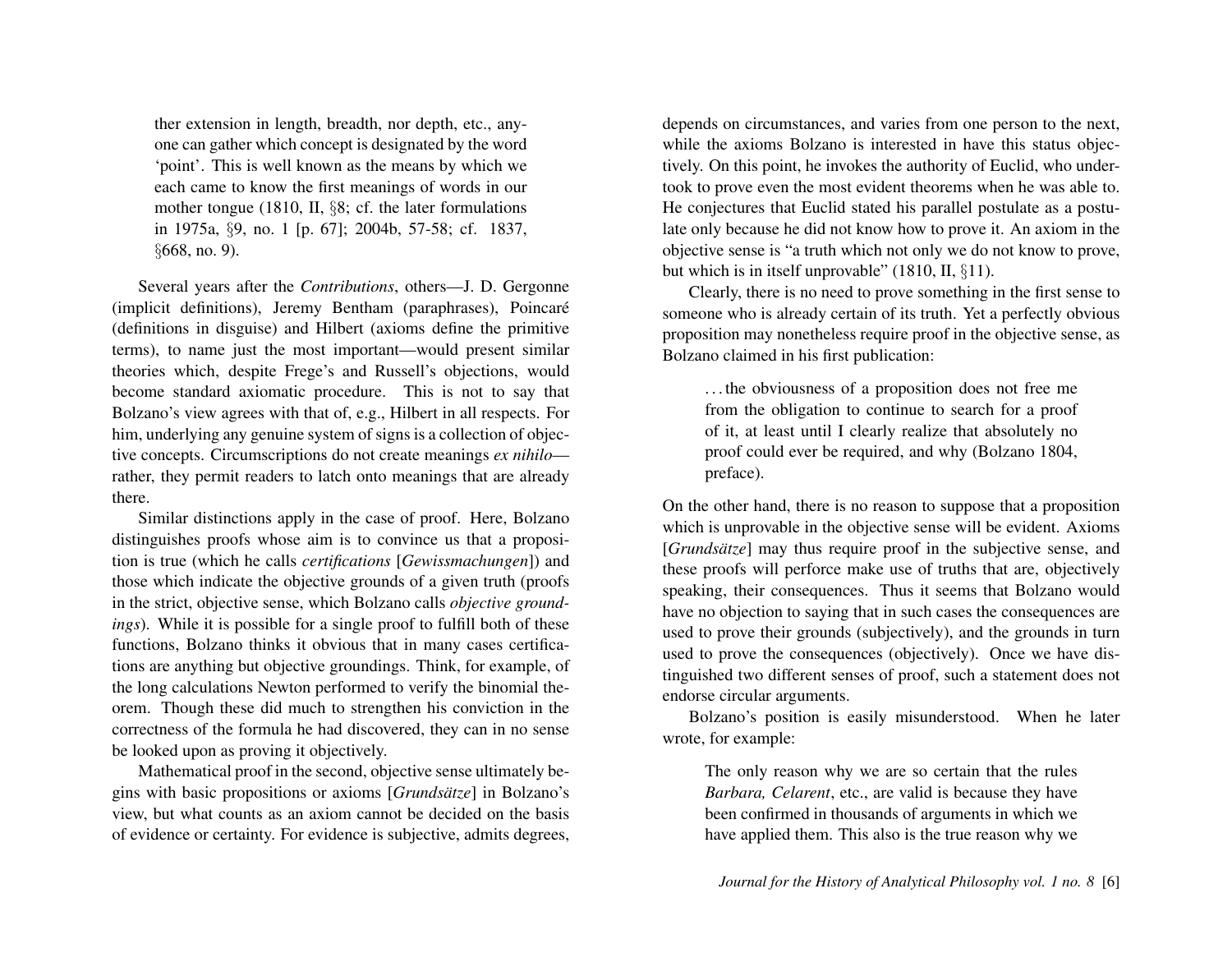> ther extension in length, breadth, nor depth, etc., anyone can gather which concept is designated by the word 'point'. This is well known as the means by which we each came to know the first meanings of words in our mother tongue (1810, II, §8; cf. the later formulations in 1975a, §9, no. 1 [p. 67]; 2004b, 57-58; cf. 1837, §668, no. 9).

Several years after the *Contributions*, others—J. D. Gergonne (implicit definitions), Jeremy Bentham (paraphrases), Poincaré (definitions in disguise) and Hilbert (axioms define the primitive terms), to name just the most important—would present similar theories which, despite Frege's and Russell's objections, would become standard axiomatic procedure. This is not to say that Bolzano's view agrees with that of, e.g., Hilbert in all respects. For him, underlying any genuine system of signs is a collection of objective concepts. Circumscriptions do not create meanings *ex nihilo*—rather, they permit readers to latch onto meanings that are already there.

Similar distinctions apply in the case of proof. Here, Bolzano distinguishes proofs whose aim is to convince us that a proposition is true (which he calls *certifications* [*Gewissmachungen*]) and those which indicate the objective grounds of a given truth (proofs in the strict, objective sense, which Bolzano calls *objective groundings*). While it is possible for a single proof to fulfill both of these functions, Bolzano thinks it obvious that in many cases certifications are anything but objective groundings. Think, for example, of the long calculations Newton performed to verify the binomial theorem. Though these did much to strengthen his conviction in the correctness of the formula he had discovered, they can in no sense be looked upon as proving it objectively.

Mathematical proof in the second, objective sense ultimately begins with basic propositions or axioms [*Grundsätze*] in Bolzano's view, but what counts as an axiom cannot be decided on the basis of evidence or certainty. For evidence is subjective, admits degrees, depends on circumstances, and varies from one person to the next, while the axioms Bolzano is interested in have this status objectively. On this point, he invokes the authority of Euclid, who undertook to prove even the most evident theorems when he was able to. He conjectures that Euclid stated his parallel postulate as a postulate only because he did not know how to prove it. An axiom in the objective sense is "a truth which not only we do not know to prove, but which is in itself unprovable" (1810, II, §11).

Clearly, there is no need to prove something in the first sense to someone who is already certain of its truth. Yet a perfectly obvious proposition may nonetheless require proof in the objective sense, as Bolzano claimed in his first publication:

> ...the obviousness of a proposition does not free me from the obligation to continue to search for a proof of it, at least until I clearly realize that absolutely no proof could ever be required, and why (Bolzano 1804, preface).

On the other hand, there is no reason to suppose that a proposition which is unprovable in the objective sense will be evident. Axioms [*Grundsätze*] may thus require proof in the subjective sense, and these proofs will perforce make use of truths that are, objectively speaking, their consequences. Thus it seems that Bolzano would have no objection to saying that in such cases the consequences are used to prove their grounds (subjectively), and the grounds in turn used to prove the consequences (objectively). Once we have distinguished two different senses of proof, such a statement does not endorse circular arguments.

Bolzano's position is easily misunderstood. When he later wrote, for example:

> The only reason why we are so certain that the rules *Barbara, Celarent*, etc., are valid is because they have been confirmed in thousands of arguments in which we have applied them. This also is the true reason why we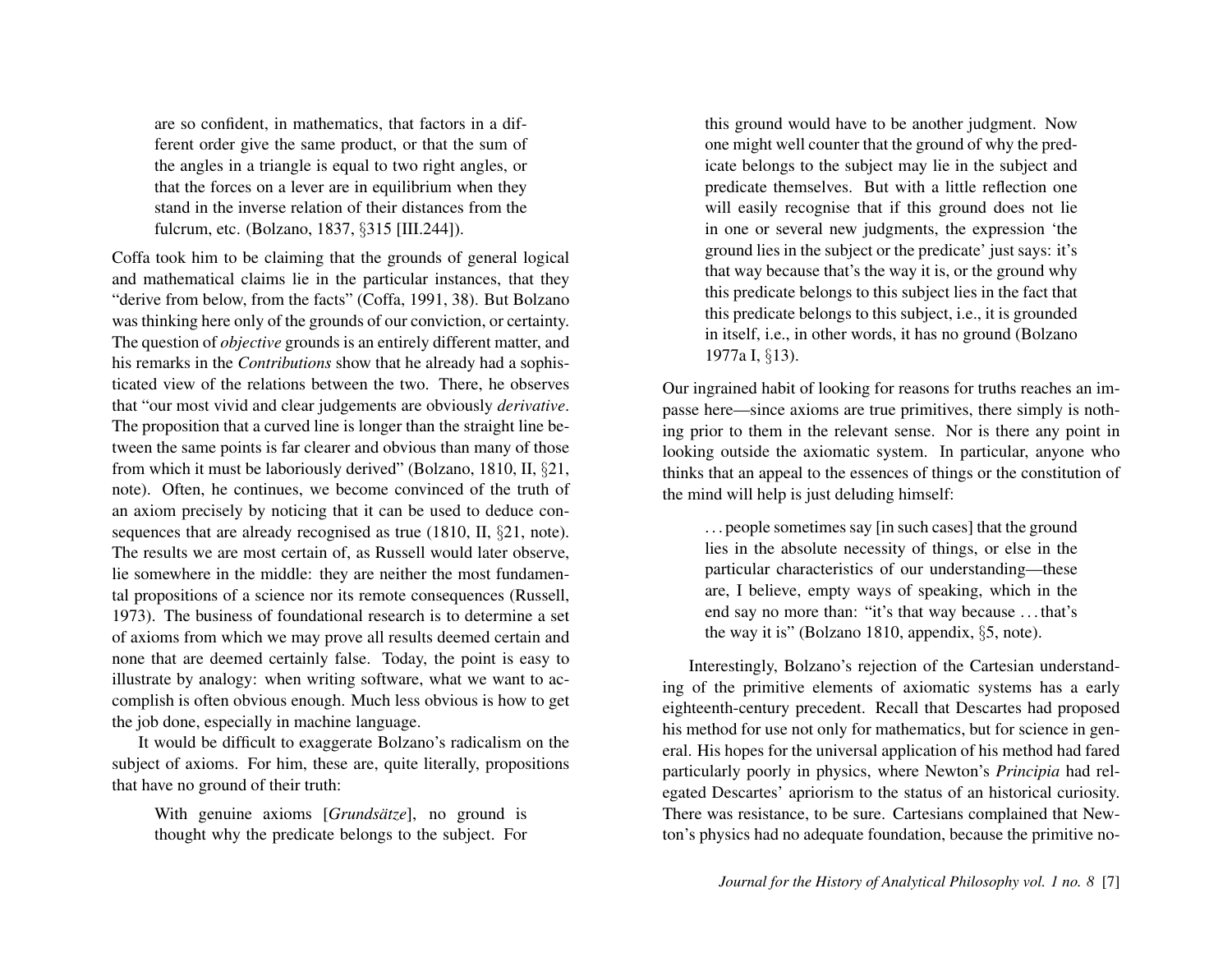> are so confident, in mathematics, that factors in a different order give the same product, or that the sum of the angles in a triangle is equal to two right angles, or that the forces on a lever are in equilibrium when they stand in the inverse relation of their distances from the fulcrum, etc. (Bolzano, 1837, §315 [III.244]).

Coffa took him to be claiming that the grounds of general logical and mathematical claims lie in the particular instances, that they "derive from below, from the facts" (Coffa, 1991, 38). But Bolzano was thinking here only of the grounds of our conviction, or certainty. The question of *objective* grounds is an entirely different matter, and his remarks in the *Contributions* show that he already had a sophisticated view of the relations between the two. There, he observes that "our most vivid and clear judgements are obviously *derivative*. The proposition that a curved line is longer than the straight line between the same points is far clearer and obvious than many of those from which it must be laboriously derived" (Bolzano, 1810, II, §21, note). Often, he continues, we become convinced of the truth of an axiom precisely by noticing that it can be used to deduce consequences that are already recognised as true (1810, II, §21, note). The results we are most certain of, as Russell would later observe, lie somewhere in the middle: they are neither the most fundamental propositions of a science nor its remote consequences (Russell, 1973). The business of foundational research is to determine a set of axioms from which we may prove all results deemed certain and none that are deemed certainly false. Today, the point is easy to illustrate by analogy: when writing software, what we want to accomplish is often obvious enough. Much less obvious is how to get the job done, especially in machine language.

It would be difficult to exaggerate Bolzano's radicalism on the subject of axioms. For him, these are, quite literally, propositions that have no ground of their truth:

> With genuine axioms [*Grundsätze*], no ground is thought why the predicate belongs to the subject. For this ground would have to be another judgment. Now one might well counter that the ground of why the predicate belongs to the subject may lie in the subject and predicate themselves. But with a little reflection one will easily recognise that if this ground does not lie in one or several new judgments, the expression 'the ground lies in the subject or the predicate' just says: it's that way because that's the way it is, or the ground why this predicate belongs to this subject lies in the fact that this predicate belongs to this subject, i.e., it is grounded in itself, i.e., in other words, it has no ground (Bolzano 1977a I, §13).

Our ingrained habit of looking for reasons for truths reaches an impasse here—since axioms are true primitives, there simply is nothing prior to them in the relevant sense. Nor is there any point in looking outside the axiomatic system. In particular, anyone who thinks that an appeal to the essences of things or the constitution of the mind will help is just deluding himself:

> ... people sometimes say [in such cases] that the ground lies in the absolute necessity of things, or else in the particular characteristics of our understanding—these are, I believe, empty ways of speaking, which in the end say no more than: "it's that way because ... that's the way it is" (Bolzano 1810, appendix, §5, note).

Interestingly, Bolzano's rejection of the Cartesian understanding of the primitive elements of axiomatic systems has a early eighteenth-century precedent. Recall that Descartes had proposed his method for use not only for mathematics, but for science in general. His hopes for the universal application of his method had fared particularly poorly in physics, where Newton's *Principia* had relegated Descartes' apriorism to the status of an historical curiosity. There was resistance, to be sure. Cartesians complained that Newton's physics had no adequate foundation, because the primitive no-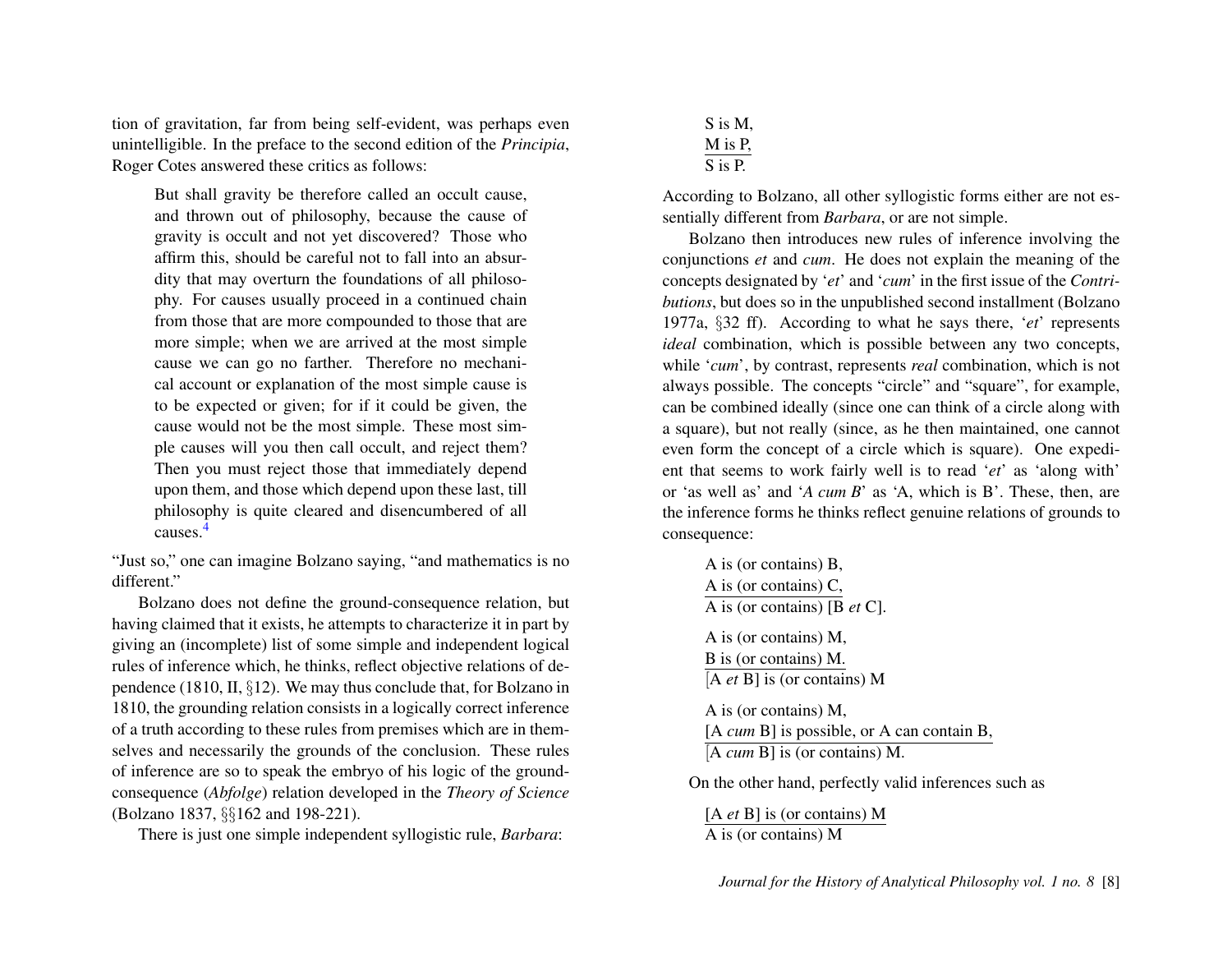tion of gravitation, far from being self-evident, was perhaps even unintelligible. In the preface to the second edition of the *Principia*, Roger Cotes answered these critics as follows:

> But shall gravity be therefore called an occult cause, and thrown out of philosophy, because the cause of gravity is occult and not yet discovered? Those who affirm this, should be careful not to fall into an absurdity that may overturn the foundations of all philosophy. For causes usually proceed in a continued chain from those that are more compounded to those that are more simple; when we are arrived at the most simple cause we can go no farther. Therefore no mechanical account or explanation of the most simple cause is to be expected or given; for if it could be given, the cause would not be the most simple. These most simple causes will you then call occult, and reject them? Then you must reject those that immediately depend upon them, and those which depend upon these last, till philosophy is quite cleared and disencumbered of all causes.[4]

"Just so," one can imagine Bolzano saying, "and mathematics is no different."

Bolzano does not define the ground-consequence relation, but having claimed that it exists, he attempts to characterize it in part by giving an (incomplete) list of some simple and independent logical rules of inference which, he thinks, reflect objective relations of dependence (1810, II, §12). We may thus conclude that, for Bolzano in 1810, the grounding relation consists in a logically correct inference of a truth according to these rules from premises which are in themselves and necessarily the grounds of the conclusion. These rules of inference are so to speak the embryo of his logic of the ground-consequence (*Abfolge*) relation developed in the *Theory of Science* (Bolzano 1837, §§162 and 198-221).

There is just one simple independent syllogistic rule, *Barbara*:

> S is M,
> M is P,
> ―――――
> S is P.

According to Bolzano, all other syllogistic forms either are not essentially different from *Barbara*, or are not simple.

Bolzano then introduces new rules of inference involving the conjunctions *et* and *cum*. He does not explain the meaning of the concepts designated by '*et*' and '*cum*' in the first issue of the *Contributions*, but does so in the unpublished second installment (Bolzano 1977a, §32 ff). According to what he says there, '*et*' represents *ideal* combination, which is possible between any two concepts, while '*cum*', by contrast, represents *real* combination, which is not always possible. The concepts "circle" and "square", for example, can be combined ideally (since one can think of a circle along with a square), but not really (since, as he then maintained, one cannot even form the concept of a circle which is square). One expedient that seems to work fairly well is to read '*et*' as 'along with' or 'as well as' and '*A cum B*' as 'A, which is B'. These, then, are the inference forms he thinks reflect genuine relations of grounds to consequence:

> A is (or contains) B,
> A is (or contains) C,
> ―――――
> A is (or contains) [B *et* C].

> A is (or contains) M,
> B is (or contains) M.
> ―――――
> [A *et* B] is (or contains) M

> A is (or contains) M,
> [A *cum* B] is possible, or A can contain B,
> ―――――
> [A *cum* B] is (or contains) M.

On the other hand, perfectly valid inferences such as

> [A *et* B] is (or contains) M
> ―――――
> A is (or contains) M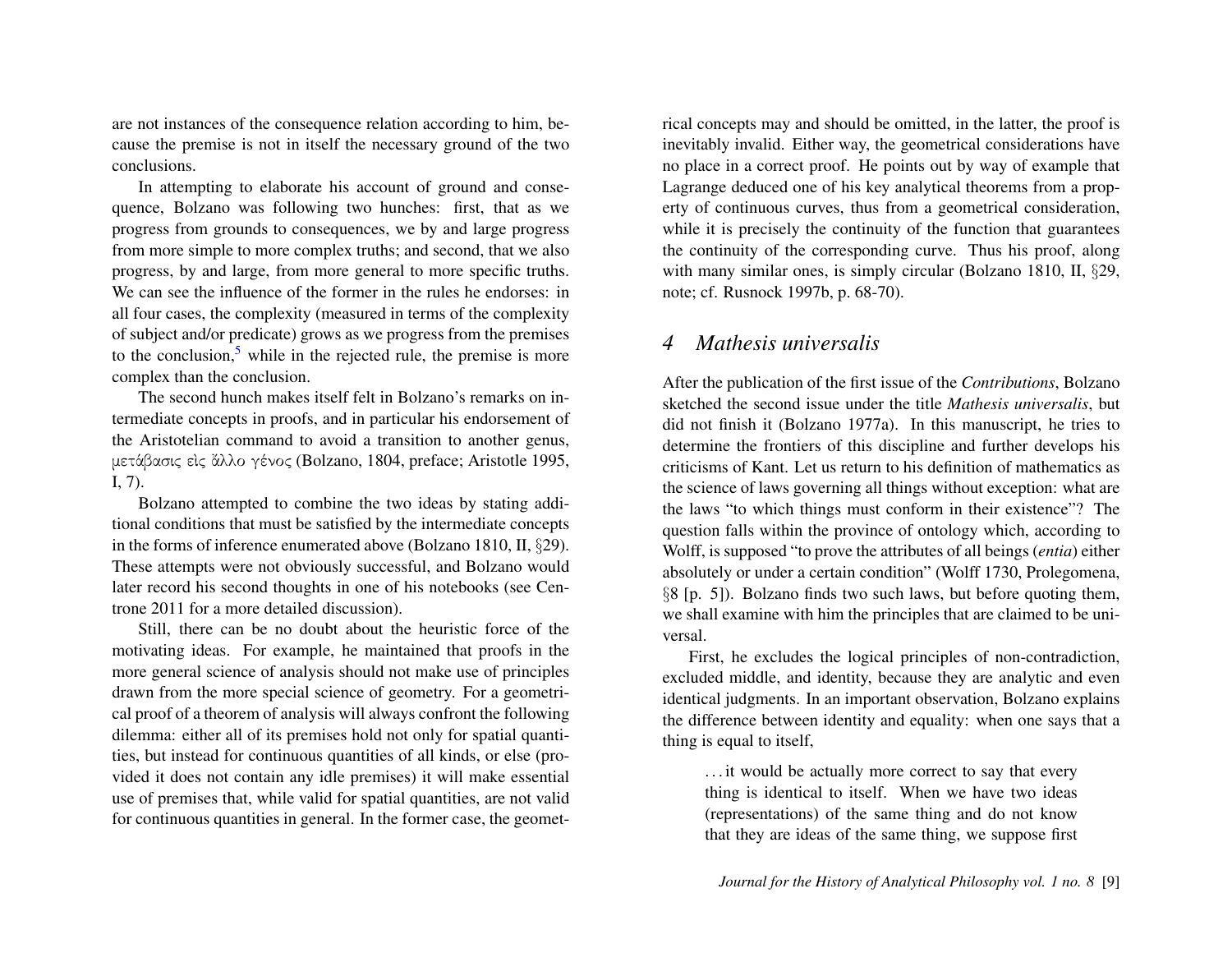are not instances of the consequence relation according to him, because the premise is not in itself the necessary ground of the two conclusions.

In attempting to elaborate his account of ground and consequence, Bolzano was following two hunches: first, that as we progress from grounds to consequences, we by and large progress from more simple to more complex truths; and second, that we also progress, by and large, from more general to more specific truths. We can see the influence of the former in the rules he endorses: in all four cases, the complexity (measured in terms of the complexity of subject and/or predicate) grows as we progress from the premises to the conclusion,[5] while in the rejected rule, the premise is more complex than the conclusion.

The second hunch makes itself felt in Bolzano's remarks on intermediate concepts in proofs, and in particular his endorsement of the Aristotelian command to avoid a transition to another genus, μετάβασις εἰς ἄλλο γένος (Bolzano, 1804, preface; Aristotle 1995, I, 7).

Bolzano attempted to combine the two ideas by stating additional conditions that must be satisfied by the intermediate concepts in the forms of inference enumerated above (Bolzano 1810, II, §29). These attempts were not obviously successful, and Bolzano would later record his second thoughts in one of his notebooks (see Centrone 2011 for a more detailed discussion).

Still, there can be no doubt about the heuristic force of the motivating ideas. For example, he maintained that proofs in the more general science of analysis should not make use of principles drawn from the more special science of geometry. For a geometrical proof of a theorem of analysis will always confront the following dilemma: either all of its premises hold not only for spatial quantities, but instead for continuous quantities of all kinds, or else (provided it does not contain any idle premises) it will make essential use of premises that, while valid for spatial quantities, are not valid for continuous quantities in general. In the former case, the geometrical concepts may and should be omitted, in the latter, the proof is inevitably invalid. Either way, the geometrical considerations have no place in a correct proof. He points out by way of example that Lagrange deduced one of his key analytical theorems from a property of continuous curves, thus from a geometrical consideration, while it is precisely the continuity of the function that guarantees the continuity of the corresponding curve. Thus his proof, along with many similar ones, is simply circular (Bolzano 1810, II, §29, note; cf. Rusnock 1997b, p. 68-70).

## 4 *Mathesis universalis*

After the publication of the first issue of the *Contributions*, Bolzano sketched the second issue under the title *Mathesis universalis*, but did not finish it (Bolzano 1977a). In this manuscript, he tries to determine the frontiers of this discipline and further develops his criticisms of Kant. Let us return to his definition of mathematics as the science of laws governing all things without exception: what are the laws "to which things must conform in their existence"? The question falls within the province of ontology which, according to Wolff, is supposed "to prove the attributes of all beings (*entia*) either absolutely or under a certain condition" (Wolff 1730, Prolegomena, §8 [p. 5]). Bolzano finds two such laws, but before quoting them, we shall examine with him the principles that are claimed to be universal.

First, he excludes the logical principles of non-contradiction, excluded middle, and identity, because they are analytic and even identical judgments. In an important observation, Bolzano explains the difference between identity and equality: when one says that a thing is equal to itself,

> ... it would be actually more correct to say that every thing is identical to itself. When we have two ideas (representations) of the same thing and do not know that they are ideas of the same thing, we suppose first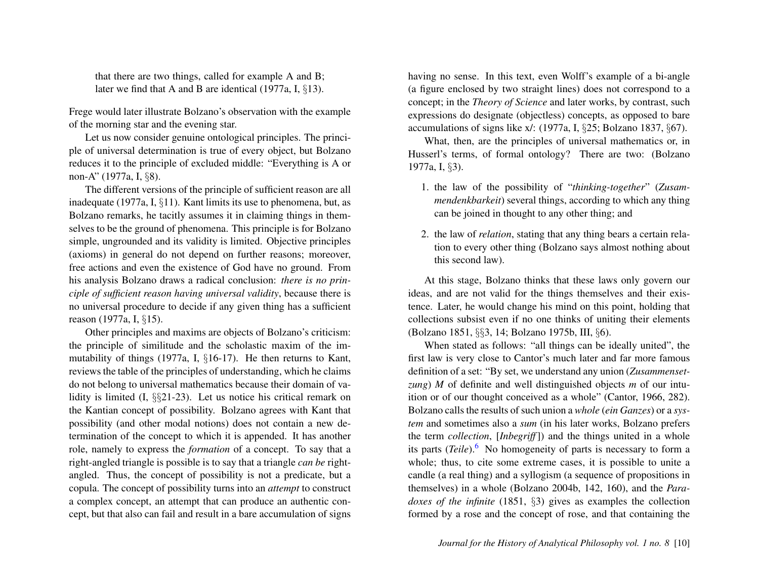> that there are two things, called for example A and B; later we find that A and B are identical (1977a, I, §13).

Frege would later illustrate Bolzano's observation with the example of the morning star and the evening star.

Let us now consider genuine ontological principles. The principle of universal determination is true of every object, but Bolzano reduces it to the principle of excluded middle: "Everything is A or non-A" (1977a, I, §8).

The different versions of the principle of sufficient reason are all inadequate (1977a, I, §11). Kant limits its use to phenomena, but, as Bolzano remarks, he tacitly assumes it in claiming things in themselves to be the ground of phenomena. This principle is for Bolzano simple, ungrounded and its validity is limited. Objective principles (axioms) in general do not depend on further reasons; moreover, free actions and even the existence of God have no ground. From his analysis Bolzano draws a radical conclusion: *there is no principle of sufficient reason having universal validity*, because there is no universal procedure to decide if any given thing has a sufficient reason (1977a, I, §15).

Other principles and maxims are objects of Bolzano's criticism: the principle of similitude and the scholastic maxim of the immutability of things (1977a, I, §16-17). He then returns to Kant, reviews the table of the principles of understanding, which he claims do not belong to universal mathematics because their domain of validity is limited (I, §§21-23). Let us notice his critical remark on the Kantian concept of possibility. Bolzano agrees with Kant that possibility (and other modal notions) does not contain a new determination of the concept to which it is appended. It has another role, namely to express the *formation* of a concept. To say that a right-angled triangle is possible is to say that a triangle *can be* right-angled. Thus, the concept of possibility is not a predicate, but a copula. The concept of possibility turns into an *attempt* to construct a complex concept, an attempt that can produce an authentic concept, but that also can fail and result in a bare accumulation of signs having no sense. In this text, even Wolff's example of a bi-angle (a figure enclosed by two straight lines) does not correspond to a concept; in the *Theory of Science* and later works, by contrast, such expressions do designate (objectless) concepts, as opposed to bare accumulations of signs like x/: (1977a, I, §25; Bolzano 1837, §67).

What, then, are the principles of universal mathematics or, in Husserl's terms, of formal ontology? There are two: (Bolzano 1977a, I, §3).

1. the law of the possibility of "*thinking-together*" (*Zusammendenkbarkeit*) several things, according to which any thing can be joined in thought to any other thing; and
2. the law of *relation*, stating that any thing bears a certain relation to every other thing (Bolzano says almost nothing about this second law).

At this stage, Bolzano thinks that these laws only govern our ideas, and are not valid for the things themselves and their existence. Later, he would change his mind on this point, holding that collections subsist even if no one thinks of uniting their elements (Bolzano 1851, §§3, 14; Bolzano 1975b, III, §6).

When stated as follows: "all things can be ideally united", the first law is very close to Cantor's much later and far more famous definition of a set: "By set, we understand any union (*Zusammensetzung*) *M* of definite and well distinguished objects *m* of our intuition or of our thought conceived as a whole" (Cantor, 1966, 282). Bolzano calls the results of such union a *whole* (*ein Ganzes*) or a *system* and sometimes also a *sum* (in his later works, Bolzano prefers the term *collection*, [*Inbegriff*]) and the things united in a whole its parts (*Teile*).[6] No homogeneity of parts is necessary to form a whole; thus, to cite some extreme cases, it is possible to unite a candle (a real thing) and a syllogism (a sequence of propositions in themselves) in a whole (Bolzano 2004b, 142, 160), and the *Paradoxes of the infinite* (1851, §3) gives as examples the collection formed by a rose and the concept of rose, and that containing the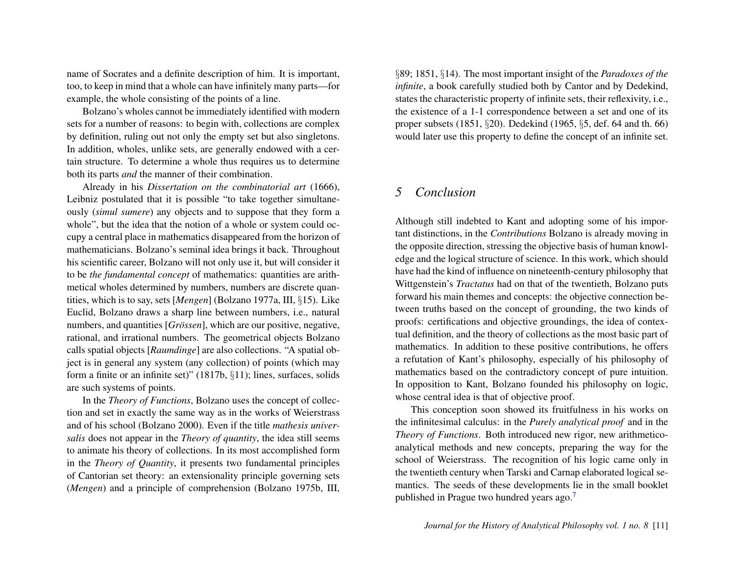name of Socrates and a definite description of him. It is important, too, to keep in mind that a whole can have infinitely many parts—for example, the whole consisting of the points of a line.

Bolzano's wholes cannot be immediately identified with modern sets for a number of reasons: to begin with, collections are complex by definition, ruling out not only the empty set but also singletons. In addition, wholes, unlike sets, are generally endowed with a certain structure. To determine a whole thus requires us to determine both its parts *and* the manner of their combination.

Already in his *Dissertation on the combinatorial art* (1666), Leibniz postulated that it is possible "to take together simultaneously (*simul sumere*) any objects and to suppose that they form a whole", but the idea that the notion of a whole or system could occupy a central place in mathematics disappeared from the horizon of mathematicians. Bolzano's seminal idea brings it back. Throughout his scientific career, Bolzano will not only use it, but will consider it to be *the fundamental concept* of mathematics: quantities are arithmetical wholes determined by numbers, numbers are discrete quantities, which is to say, sets [*Mengen*] (Bolzano 1977a, III, §15). Like Euclid, Bolzano draws a sharp line between numbers, i.e., natural numbers, and quantities [*Grössen*], which are our positive, negative, rational, and irrational numbers. The geometrical objects Bolzano calls spatial objects [*Raumdinge*] are also collections. "A spatial object is in general any system (any collection) of points (which may form a finite or an infinite set)" (1817b, §11); lines, surfaces, solids are such systems of points.

In the *Theory of Functions*, Bolzano uses the concept of collection and set in exactly the same way as in the works of Weierstrass and of his school (Bolzano 2000). Even if the title *mathesis universalis* does not appear in the *Theory of quantity*, the idea still seems to animate his theory of collections. In its most accomplished form in the *Theory of Quantity*, it presents two fundamental principles of Cantorian set theory: an extensionality principle governing sets (*Mengen*) and a principle of comprehension (Bolzano 1975b, III, §89; 1851, §14). The most important insight of the *Paradoxes of the infinite*, a book carefully studied both by Cantor and by Dedekind, states the characteristic property of infinite sets, their reflexivity, i.e., the existence of a 1-1 correspondence between a set and one of its proper subsets (1851, §20). Dedekind (1965, §5, def. 64 and th. 66) would later use this property to define the concept of an infinite set.

## 5 Conclusion

Although still indebted to Kant and adopting some of his important distinctions, in the *Contributions* Bolzano is already moving in the opposite direction, stressing the objective basis of human knowledge and the logical structure of science. In this work, which should have had the kind of influence on nineteenth-century philosophy that Wittgenstein's *Tractatus* had on that of the twentieth, Bolzano puts forward his main themes and concepts: the objective connection between truths based on the concept of grounding, the two kinds of proofs: certifications and objective groundings, the idea of contextual definition, and the theory of collections as the most basic part of mathematics. In addition to these positive contributions, he offers a refutation of Kant's philosophy, especially of his philosophy of mathematics based on the contradictory concept of pure intuition. In opposition to Kant, Bolzano founded his philosophy on logic, whose central idea is that of objective proof.

This conception soon showed its fruitfulness in his works on the infinitesimal calculus: in the *Purely analytical proof* and in the *Theory of Functions*. Both introduced new rigor, new arithmetico-analytical methods and new concepts, preparing the way for the school of Weierstrass. The recognition of his logic came only in the twentieth century when Tarski and Carnap elaborated logical semantics. The seeds of these developments lie in the small booklet published in Prague two hundred years ago.[7]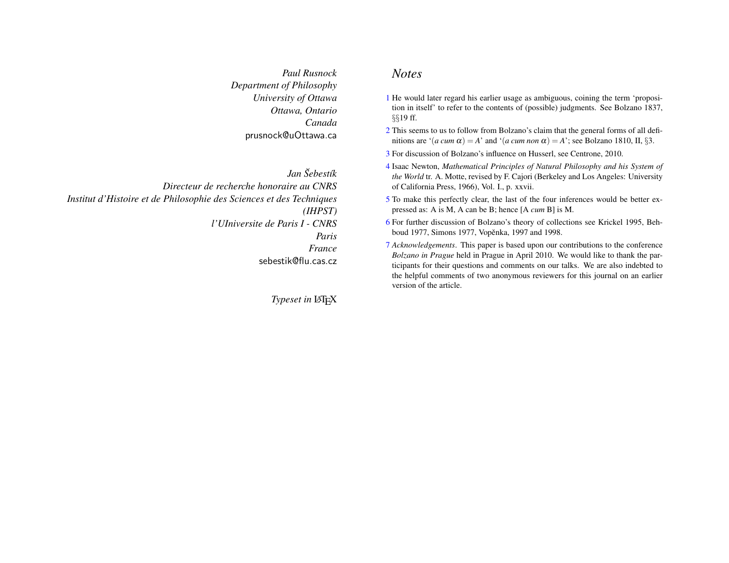*Paul Rusnock*
*Department of Philosophy*
*University of Ottawa*
*Ottawa, Ontario*
*Canada*
prusnock@uOttawa.ca

*Jan Šebestík*
*Directeur de recherche honoraire au CNRS*
*Institut d'Histoire et de Philosophie des Sciences et des Techniques (IHPST)*
*l'UIniversite de Paris I - CNRS*
*Paris*
*France*
sebestik@flu.cas.cz

*Typeset in LaTeX*

## *Notes*

1 He would later regard his earlier usage as ambiguous, coining the term 'proposition in itself' to refer to the contents of (possible) judgments. See Bolzano 1837, §§19 ff.

2 This seems to us to follow from Bolzano's claim that the general forms of all definitions are '$(a\ cum\ \alpha) = A$' and '$(a\ cum\ non\ \alpha) = A$'; see Bolzano 1810, II, §3.

3 For discussion of Bolzano's influence on Husserl, see Centrone, 2010.

4 Isaac Newton, *Mathematical Principles of Natural Philosophy and his System of the World* tr. A. Motte, revised by F. Cajori (Berkeley and Los Angeles: University of California Press, 1966), Vol. I., p. xxvii.

5 To make this perfectly clear, the last of the four inferences would be better expressed as: A is M, A can be B; hence [A *cum* B] is M.

6 For further discussion of Bolzano's theory of collections see Krickel 1995, Behboud 1977, Simons 1977, Vopěnka, 1997 and 1998.

7 *Acknowledgements*. This paper is based upon our contributions to the conference *Bolzano in Prague* held in Prague in April 2010. We would like to thank the participants for their questions and comments on our talks. We are also indebted to the helpful comments of two anonymous reviewers for this journal on an earlier version of the article.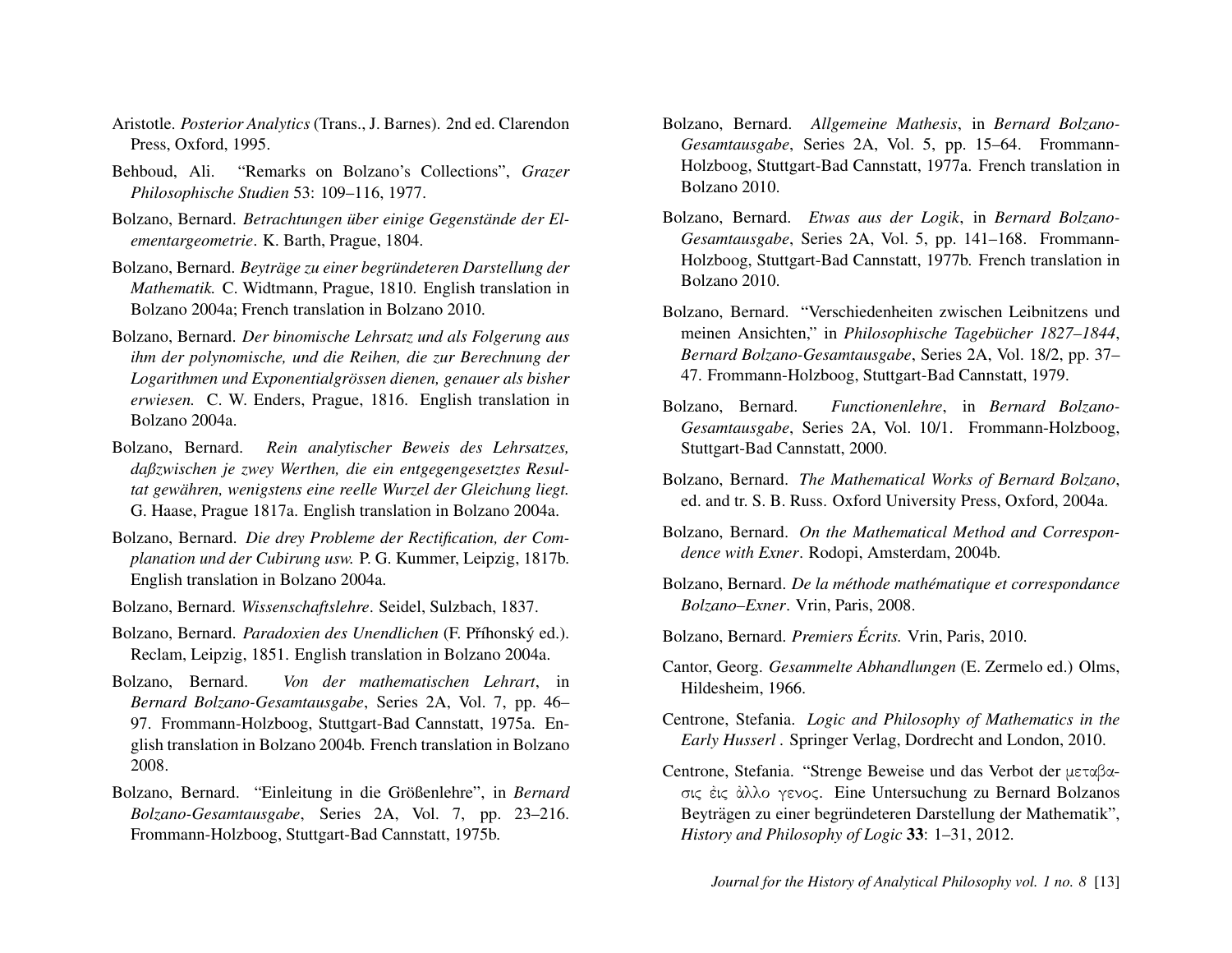Aristotle. *Posterior Analytics* (Trans., J. Barnes). 2nd ed. Clarendon Press, Oxford, 1995.

Behboud, Ali. "Remarks on Bolzano's Collections", *Grazer Philosophische Studien* 53: 109–116, 1977.

Bolzano, Bernard. *Betrachtungen über einige Gegenstände der Elementargeometrie*. K. Barth, Prague, 1804.

Bolzano, Bernard. *Beyträge zu einer begründeteren Darstellung der Mathematik.* C. Widtmann, Prague, 1810. English translation in Bolzano 2004a; French translation in Bolzano 2010.

Bolzano, Bernard. *Der binomische Lehrsatz und als Folgerung aus ihm der polynomische, und die Reihen, die zur Berechnung der Logarithmen und Exponentialgrössen dienen, genauer als bisher erwiesen.* C. W. Enders, Prague, 1816. English translation in Bolzano 2004a.

Bolzano, Bernard. *Rein analytischer Beweis des Lehrsatzes, daßzwischen je zwey Werthen, die ein entgegengesetztes Resultat gewähren, wenigstens eine reelle Wurzel der Gleichung liegt.* G. Haase, Prague 1817a. English translation in Bolzano 2004a.

Bolzano, Bernard. *Die drey Probleme der Rectification, der Complanation und der Cubirung usw.* P. G. Kummer, Leipzig, 1817b. English translation in Bolzano 2004a.

Bolzano, Bernard. *Wissenschaftslehre*. Seidel, Sulzbach, 1837.

Bolzano, Bernard. *Paradoxien des Unendlichen* (F. Příhonský ed.). Reclam, Leipzig, 1851. English translation in Bolzano 2004a.

Bolzano, Bernard. *Von der mathematischen Lehrart*, in *Bernard Bolzano-Gesamtausgabe*, Series 2A, Vol. 7, pp. 46–97. Frommann-Holzboog, Stuttgart-Bad Cannstatt, 1975a. English translation in Bolzano 2004b. French translation in Bolzano 2008.

Bolzano, Bernard. "Einleitung in die Größenlehre", in *Bernard Bolzano-Gesamtausgabe*, Series 2A, Vol. 7, pp. 23–216. Frommann-Holzboog, Stuttgart-Bad Cannstatt, 1975b.

Bolzano, Bernard. *Allgemeine Mathesis*, in *Bernard Bolzano-Gesamtausgabe*, Series 2A, Vol. 5, pp. 15–64. Frommann-Holzboog, Stuttgart-Bad Cannstatt, 1977a. French translation in Bolzano 2010.

Bolzano, Bernard. *Etwas aus der Logik*, in *Bernard Bolzano-Gesamtausgabe*, Series 2A, Vol. 5, pp. 141–168. Frommann-Holzboog, Stuttgart-Bad Cannstatt, 1977b. French translation in Bolzano 2010.

Bolzano, Bernard. "Verschiedenheiten zwischen Leibnitzens und meinen Ansichten," in *Philosophische Tagebücher 1827–1844*, *Bernard Bolzano-Gesamtausgabe*, Series 2A, Vol. 18/2, pp. 37–47. Frommann-Holzboog, Stuttgart-Bad Cannstatt, 1979.

Bolzano, Bernard. *Functionenlehre*, in *Bernard Bolzano-Gesamtausgabe*, Series 2A, Vol. 10/1. Frommann-Holzboog, Stuttgart-Bad Cannstatt, 2000.

Bolzano, Bernard. *The Mathematical Works of Bernard Bolzano*, ed. and tr. S. B. Russ. Oxford University Press, Oxford, 2004a.

Bolzano, Bernard. *On the Mathematical Method and Correspondence with Exner*. Rodopi, Amsterdam, 2004b.

Bolzano, Bernard. *De la méthode mathématique et correspondance Bolzano–Exner*. Vrin, Paris, 2008.

Bolzano, Bernard. *Premiers Écrits.* Vrin, Paris, 2010.

Cantor, Georg. *Gesammelte Abhandlungen* (E. Zermelo ed.) Olms, Hildesheim, 1966.

Centrone, Stefania. *Logic and Philosophy of Mathematics in the Early Husserl* . Springer Verlag, Dordrecht and London, 2010.

Centrone, Stefania. "Strenge Beweise und das Verbot der μεταβασις ἐις ἀλλο γενος. Eine Untersuchung zu Bernard Bolzanos Beyträgen zu einer begründeteren Darstellung der Mathematik", *History and Philosophy of Logic* **33**: 1–31, 2012.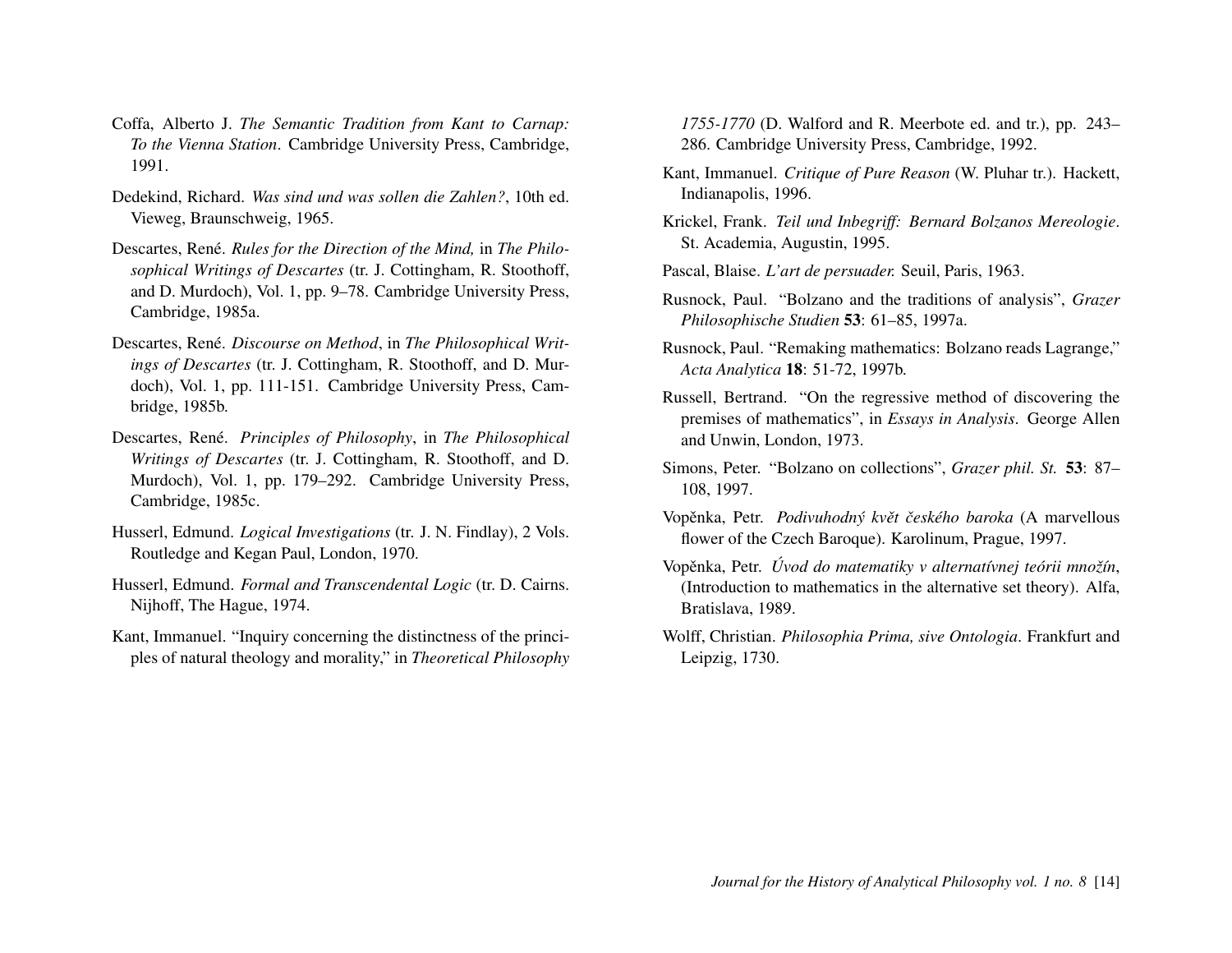Coffa, Alberto J. *The Semantic Tradition from Kant to Carnap: To the Vienna Station*. Cambridge University Press, Cambridge, 1991.

Dedekind, Richard. *Was sind und was sollen die Zahlen?*, 10th ed. Vieweg, Braunschweig, 1965.

Descartes, René. *Rules for the Direction of the Mind,* in *The Philosophical Writings of Descartes* (tr. J. Cottingham, R. Stoothoff, and D. Murdoch), Vol. 1, pp. 9–78. Cambridge University Press, Cambridge, 1985a.

Descartes, René. *Discourse on Method*, in *The Philosophical Writings of Descartes* (tr. J. Cottingham, R. Stoothoff, and D. Murdoch), Vol. 1, pp. 111-151. Cambridge University Press, Cambridge, 1985b.

Descartes, René. *Principles of Philosophy*, in *The Philosophical Writings of Descartes* (tr. J. Cottingham, R. Stoothoff, and D. Murdoch), Vol. 1, pp. 179–292. Cambridge University Press, Cambridge, 1985c.

Husserl, Edmund. *Logical Investigations* (tr. J. N. Findlay), 2 Vols. Routledge and Kegan Paul, London, 1970.

Husserl, Edmund. *Formal and Transcendental Logic* (tr. D. Cairns. Nijhoff, The Hague, 1974.

Kant, Immanuel. "Inquiry concerning the distinctness of the principles of natural theology and morality," in *Theoretical Philosophy 1755-1770* (D. Walford and R. Meerbote ed. and tr.), pp. 243–286. Cambridge University Press, Cambridge, 1992.

Kant, Immanuel. *Critique of Pure Reason* (W. Pluhar tr.). Hackett, Indianapolis, 1996.

Krickel, Frank. *Teil und Inbegriff: Bernard Bolzanos Mereologie*. St. Academia, Augustin, 1995.

Pascal, Blaise. *L'art de persuader.* Seuil, Paris, 1963.

Rusnock, Paul. "Bolzano and the traditions of analysis", *Grazer Philosophische Studien* **53**: 61–85, 1997a.

Rusnock, Paul. "Remaking mathematics: Bolzano reads Lagrange," *Acta Analytica* **18**: 51-72, 1997b.

Russell, Bertrand. "On the regressive method of discovering the premises of mathematics", in *Essays in Analysis*. George Allen and Unwin, London, 1973.

Simons, Peter. "Bolzano on collections", *Grazer phil. St.* **53**: 87–108, 1997.

Vopěnka, Petr. *Podivuhodný květ českého baroka* (A marvellous flower of the Czech Baroque). Karolinum, Prague, 1997.

Vopěnka, Petr. *Úvod do matematiky v alternatívnej teórii množín*, (Introduction to mathematics in the alternative set theory). Alfa, Bratislava, 1989.

Wolff, Christian. *Philosophia Prima, sive Ontologia*. Frankfurt and Leipzig, 1730.